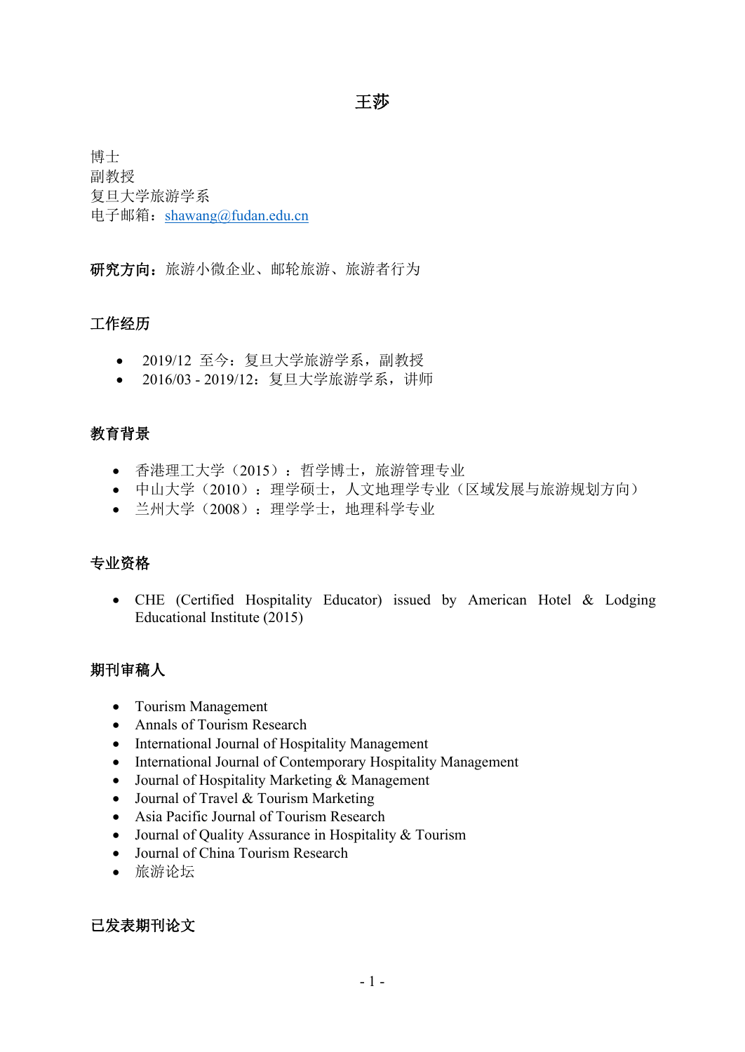# 王莎

博士
副教授
复旦大学旅游学系
电子邮箱：shawang@fudan.edu.cn

**研究方向：**旅游小微企业、邮轮旅游、旅游者行为

## 工作经历

- 2019/12 至今：复旦大学旅游学系，副教授
- 2016/03 - 2019/12：复旦大学旅游学系，讲师

## 教育背景

- 香港理工大学（2015）：哲学博士，旅游管理专业
- 中山大学（2010）：理学硕士，人文地理学专业（区域发展与旅游规划方向）
- 兰州大学（2008）：理学学士，地理科学专业

## 专业资格

- CHE (Certified Hospitality Educator) issued by American Hotel & Lodging Educational Institute (2015)

## 期刊审稿人

- Tourism Management
- Annals of Tourism Research
- International Journal of Hospitality Management
- International Journal of Contemporary Hospitality Management
- Journal of Hospitality Marketing & Management
- Journal of Travel & Tourism Marketing
- Asia Pacific Journal of Tourism Research
- Journal of Quality Assurance in Hospitality & Tourism
- Journal of China Tourism Research
- 旅游论坛

## 已发表期刊论文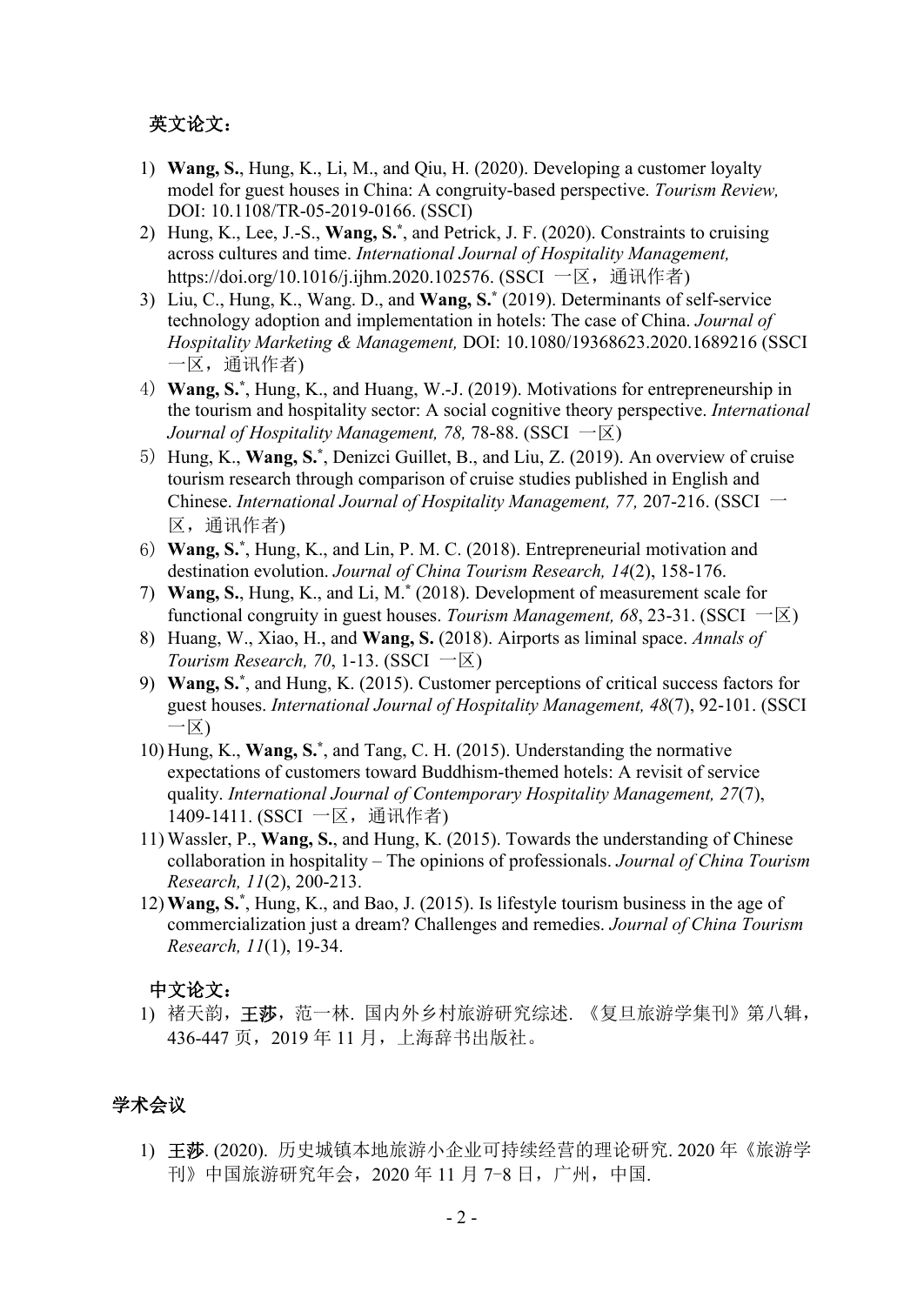**英文论文：**

1) **Wang, S.**, Hung, K., Li, M., and Qiu, H. (2020). Developing a customer loyalty model for guest houses in China: A congruity-based perspective. *Tourism Review,* DOI: 10.1108/TR-05-2019-0166. (SSCI)
2) Hung, K., Lee, J.-S., **Wang, S.**\*, and Petrick, J. F. (2020). Constraints to cruising across cultures and time. *International Journal of Hospitality Management,* https://doi.org/10.1016/j.ijhm.2020.102576. (SSCI 一区，通讯作者)
3) Liu, C., Hung, K., Wang. D., and **Wang, S.**\* (2019). Determinants of self-service technology adoption and implementation in hotels: The case of China. *Journal of Hospitality Marketing & Management,* DOI: 10.1080/19368623.2020.1689216 (SSCI 一区，通讯作者)
4) **Wang, S.**\*, Hung, K., and Huang, W.-J. (2019). Motivations for entrepreneurship in the tourism and hospitality sector: A social cognitive theory perspective. *International Journal of Hospitality Management, 78,* 78-88. (SSCI 一区)
5) Hung, K., **Wang, S.**\*, Denizci Guillet, B., and Liu, Z. (2019). An overview of cruise tourism research through comparison of cruise studies published in English and Chinese. *International Journal of Hospitality Management, 77,* 207-216. (SSCI 一区，通讯作者)
6) **Wang, S.**\*, Hung, K., and Lin, P. M. C. (2018). Entrepreneurial motivation and destination evolution. *Journal of China Tourism Research, 14*(2), 158-176.
7) **Wang, S.**, Hung, K., and Li, M.\* (2018). Development of measurement scale for functional congruity in guest houses. *Tourism Management, 68*, 23-31. (SSCI 一区)
8) Huang, W., Xiao, H., and **Wang, S.** (2018). Airports as liminal space. *Annals of Tourism Research, 70*, 1-13. (SSCI 一区)
9) **Wang, S.**\*, and Hung, K. (2015). Customer perceptions of critical success factors for guest houses. *International Journal of Hospitality Management, 48*(7), 92-101. (SSCI 一区)
10) Hung, K., **Wang, S.**\*, and Tang, C. H. (2015). Understanding the normative expectations of customers toward Buddhism-themed hotels: A revisit of service quality. *International Journal of Contemporary Hospitality Management, 27*(7), 1409-1411. (SSCI 一区，通讯作者)
11) Wassler, P., **Wang, S.**, and Hung, K. (2015). Towards the understanding of Chinese collaboration in hospitality – The opinions of professionals. *Journal of China Tourism Research, 11*(2), 200-213.
12) **Wang, S.**\*, Hung, K., and Bao, J. (2015). Is lifestyle tourism business in the age of commercialization just a dream? Challenges and remedies. *Journal of China Tourism Research, 11*(1), 19-34.

**中文论文：**

1) 褚天韵，**王莎**，范一林. 国内外乡村旅游研究综述. 《复旦旅游学集刊》第八辑，436-447 页，2019 年 11 月，上海辞书出版社。

## 学术会议

1) **王莎**. (2020). 历史城镇本地旅游小企业可持续经营的理论研究. 2020 年《旅游学刊》中国旅游研究年会，2020 年 11 月 7-8 日，广州，中国.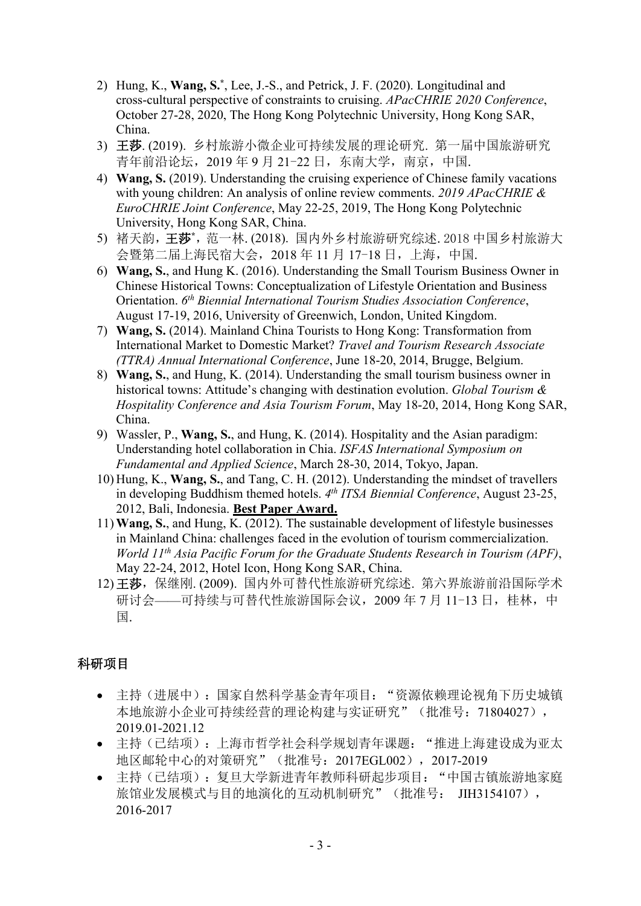2) Hung, K., **Wang, S.**[*], Lee, J.-S., and Petrick, J. F. (2020). Longitudinal and cross-cultural perspective of constraints to cruising. *APacCHRIE 2020 Conference*, October 27-28, 2020, The Hong Kong Polytechnic University, Hong Kong SAR, China.
3) **王莎**. (2019). 乡村旅游小微企业可持续发展的理论研究. 第一届中国旅游研究青年前沿论坛，2019 年 9 月 21−22 日，东南大学，南京，中国.
4) **Wang, S.** (2019). Understanding the cruising experience of Chinese family vacations with young children: An analysis of online review comments. *2019 APacCHRIE & EuroCHRIE Joint Conference*, May 22-25, 2019, The Hong Kong Polytechnic University, Hong Kong SAR, China.
5) 褚天韵，**王莎**[*]，范一林. (2018). 国内外乡村旅游研究综述. 2018 中国乡村旅游大会暨第二届上海民宿大会，2018 年 11 月 17−18 日，上海，中国.
6) **Wang, S.**, and Hung K. (2016). Understanding the Small Tourism Business Owner in Chinese Historical Towns: Conceptualization of Lifestyle Orientation and Business Orientation. *6th Biennial International Tourism Studies Association Conference*, August 17-19, 2016, University of Greenwich, London, United Kingdom.
7) **Wang, S.** (2014). Mainland China Tourists to Hong Kong: Transformation from International Market to Domestic Market? *Travel and Tourism Research Associate (TTRA) Annual International Conference*, June 18-20, 2014, Brugge, Belgium.
8) **Wang, S.**, and Hung, K. (2014). Understanding the small tourism business owner in historical towns: Attitude's changing with destination evolution. *Global Tourism & Hospitality Conference and Asia Tourism Forum*, May 18-20, 2014, Hong Kong SAR, China.
9) Wassler, P., **Wang, S.**, and Hung, K. (2014). Hospitality and the Asian paradigm: Understanding hotel collaboration in Chia. *ISFAS International Symposium on Fundamental and Applied Science*, March 28-30, 2014, Tokyo, Japan.
10) Hung, K., **Wang, S.**, and Tang, C. H. (2012). Understanding the mindset of travellers in developing Buddhism themed hotels. *4th ITSA Biennial Conference*, August 23-25, 2012, Bali, Indonesia. **Best Paper Award.**
11) **Wang, S.**, and Hung, K. (2012). The sustainable development of lifestyle businesses in Mainland China: challenges faced in the evolution of tourism commercialization. *World 11th Asia Pacific Forum for the Graduate Students Research in Tourism (APF)*, May 22-24, 2012, Hotel Icon, Hong Kong SAR, China.
12) **王莎**，保继刚. (2009). 国内外可替代性旅游研究综述. 第六界旅游前沿国际学术研讨会——可持续与可替代性旅游国际会议，2009 年 7 月 11−13 日，桂林，中国.

## 科研项目

- 主持（进展中）：国家自然科学基金青年项目："资源依赖理论视角下历史城镇本地旅游小企业可持续经营的理论构建与实证研究"（批准号：71804027），2019.01-2021.12
- 主持（已结项）：上海市哲学社会科学规划青年课题："推进上海建设成为亚太地区邮轮中心的对策研究"（批准号：2017EGL002），2017-2019
- 主持（已结项）：复旦大学新进青年教师科研起步项目："中国古镇旅游地家庭旅馆业发展模式与目的地演化的互动机制研究"（批准号： JIH3154107），2016-2017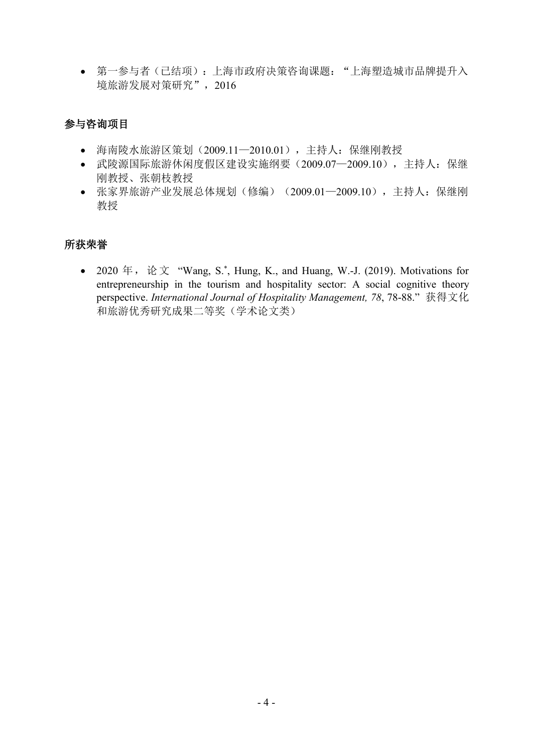- 第一参与者（已结项）：上海市政府决策咨询课题："上海塑造城市品牌提升入境旅游发展对策研究"，2016

## 参与咨询项目

- 海南陵水旅游区策划（2009.11—2010.01），主持人：保继刚教授
- 武陵源国际旅游休闲度假区建设实施纲要（2009.07—2009.10），主持人：保继刚教授、张朝枝教授
- 张家界旅游产业发展总体规划（修编）（2009.01—2009.10），主持人：保继刚教授

## 所获荣誉

- 2020 年，论文 "Wang, S.*, Hung, K., and Huang, W.-J. (2019). Motivations for entrepreneurship in the tourism and hospitality sector: A social cognitive theory perspective. *International Journal of Hospitality Management, 78*, 78-88."获得文化和旅游优秀研究成果二等奖（学术论文类）